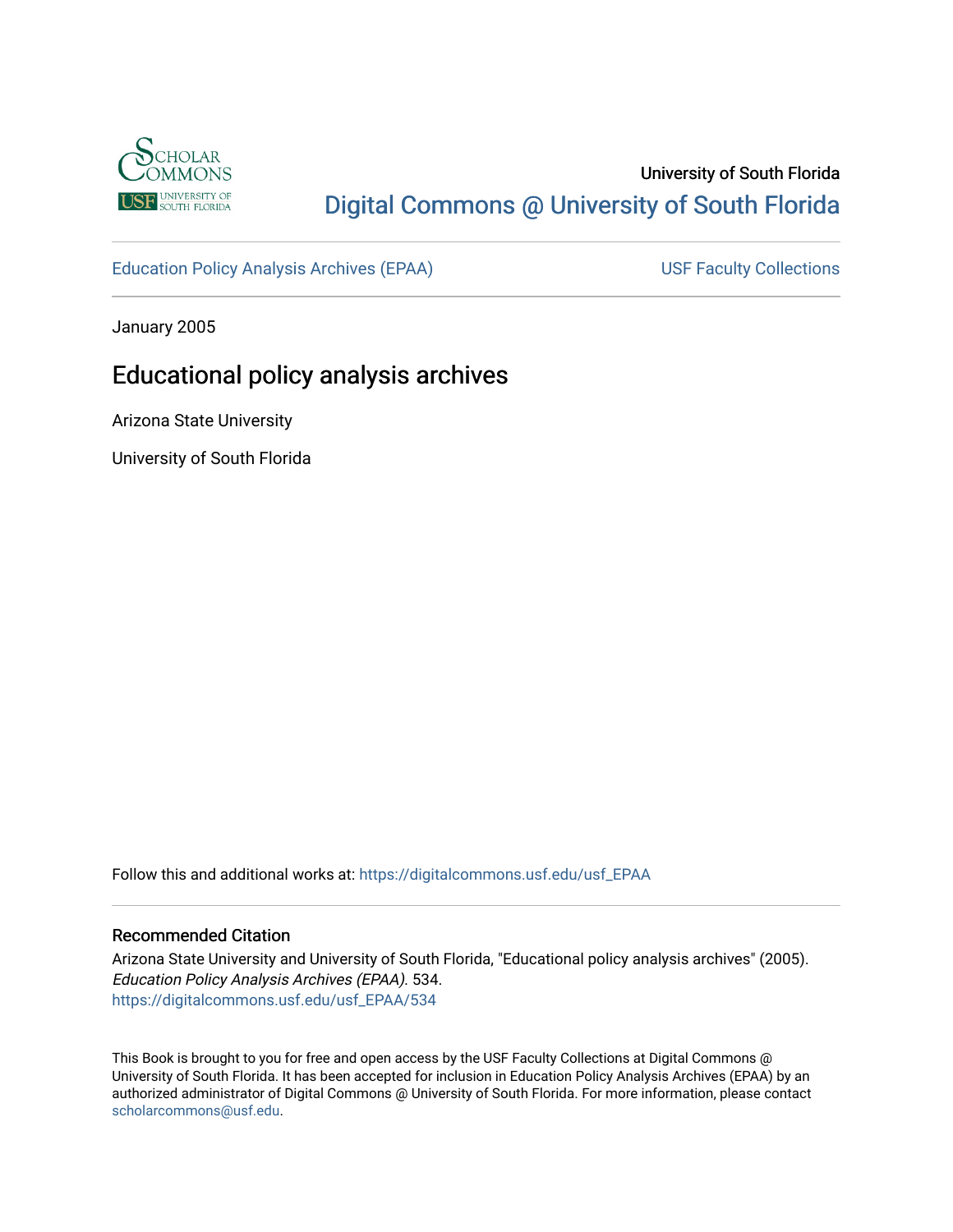University of South Florida

Digital Commons @ University of South Florida

Education Policy Analysis Archives (EPAA)

USF Faculty Collections

January 2005

# Educational policy analysis archives

Arizona State University

University of South Florida

Follow this and additional works at: https://digitalcommons.usf.edu/usf_EPAA

## Recommended Citation

Arizona State University and University of South Florida, "Educational policy analysis archives" (2005). *Education Policy Analysis Archives (EPAA)*. 534.
https://digitalcommons.usf.edu/usf_EPAA/534

This Book is brought to you for free and open access by the USF Faculty Collections at Digital Commons @ University of South Florida. It has been accepted for inclusion in Education Policy Analysis Archives (EPAA) by an authorized administrator of Digital Commons @ University of South Florida. For more information, please contact scholarcommons@usf.edu.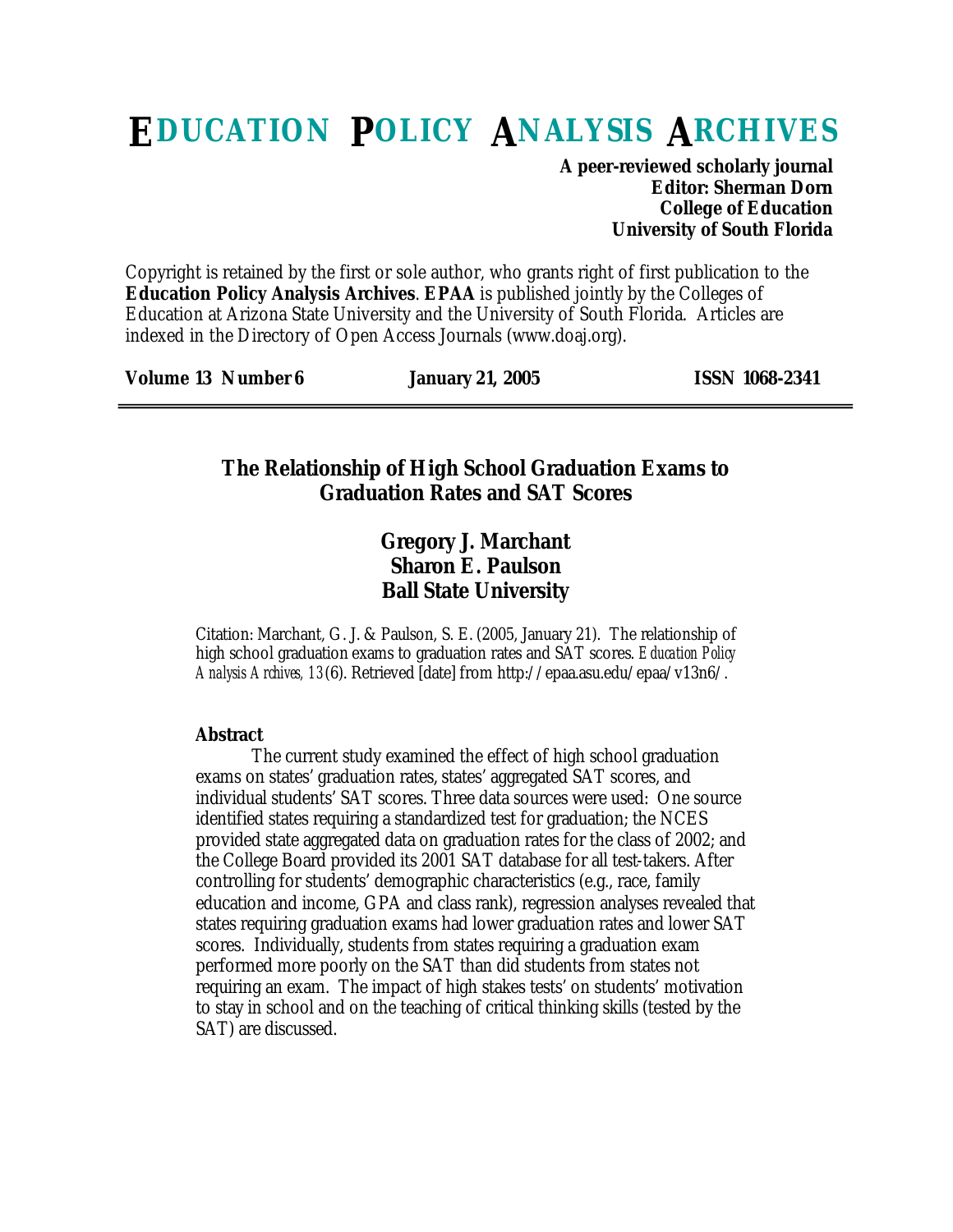# EDUCATION POLICY ANALYSIS ARCHIVES

**A peer-reviewed scholarly journal**
**Editor: Sherman Dorn**
**College of Education**
**University of South Florida**

Copyright is retained by the first or sole author, who grants right of first publication to the **Education Policy Analysis Archives**. **EPAA** is published jointly by the Colleges of Education at Arizona State University and the University of South Florida. Articles are indexed in the Directory of Open Access Journals (www.doaj.org).

**Volume 13 Number 6** **January 21, 2005** **ISSN 1068-2341**

---

## The Relationship of High School Graduation Exams to Graduation Rates and SAT Scores

**Gregory J. Marchant**
**Sharon E. Paulson**
**Ball State University**

Citation: Marchant, G. J. & Paulson, S. E. (2005, January 21). The relationship of high school graduation exams to graduation rates and SAT scores. *Education Policy Analysis Archives, 13*(6). Retrieved [date] from http://epaa.asu.edu/epaa/v13n6/.

**Abstract**

The current study examined the effect of high school graduation exams on states' graduation rates, states' aggregated SAT scores, and individual students' SAT scores. Three data sources were used: One source identified states requiring a standardized test for graduation; the NCES provided state aggregated data on graduation rates for the class of 2002; and the College Board provided its 2001 SAT database for all test-takers. After controlling for students' demographic characteristics (e.g., race, family education and income, GPA and class rank), regression analyses revealed that states requiring graduation exams had lower graduation rates and lower SAT scores. Individually, students from states requiring a graduation exam performed more poorly on the SAT than did students from states not requiring an exam. The impact of high stakes tests' on students' motivation to stay in school and on the teaching of critical thinking skills (tested by the SAT) are discussed.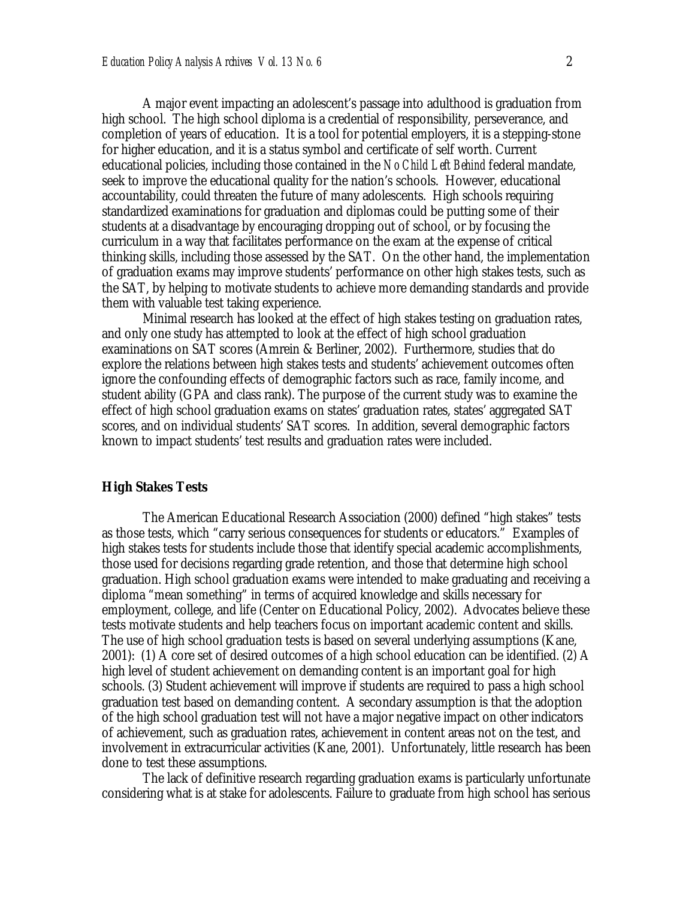A major event impacting an adolescent's passage into adulthood is graduation from high school. The high school diploma is a credential of responsibility, perseverance, and completion of years of education. It is a tool for potential employers, it is a stepping-stone for higher education, and it is a status symbol and certificate of self worth. Current educational policies, including those contained in the *No Child Left Behind* federal mandate, seek to improve the educational quality for the nation's schools. However, educational accountability, could threaten the future of many adolescents. High schools requiring standardized examinations for graduation and diplomas could be putting some of their students at a disadvantage by encouraging dropping out of school, or by focusing the curriculum in a way that facilitates performance on the exam at the expense of critical thinking skills, including those assessed by the SAT. On the other hand, the implementation of graduation exams may improve students' performance on other high stakes tests, such as the SAT, by helping to motivate students to achieve more demanding standards and provide them with valuable test taking experience.

Minimal research has looked at the effect of high stakes testing on graduation rates, and only one study has attempted to look at the effect of high school graduation examinations on SAT scores (Amrein & Berliner, 2002). Furthermore, studies that do explore the relations between high stakes tests and students' achievement outcomes often ignore the confounding effects of demographic factors such as race, family income, and student ability (GPA and class rank). The purpose of the current study was to examine the effect of high school graduation exams on states' graduation rates, states' aggregated SAT scores, and on individual students' SAT scores. In addition, several demographic factors known to impact students' test results and graduation rates were included.

## High Stakes Tests

The American Educational Research Association (2000) defined "high stakes" tests as those tests, which "carry serious consequences for students or educators." Examples of high stakes tests for students include those that identify special academic accomplishments, those used for decisions regarding grade retention, and those that determine high school graduation. High school graduation exams were intended to make graduating and receiving a diploma "mean something" in terms of acquired knowledge and skills necessary for employment, college, and life (Center on Educational Policy, 2002). Advocates believe these tests motivate students and help teachers focus on important academic content and skills. The use of high school graduation tests is based on several underlying assumptions (Kane, 2001): (1) A core set of desired outcomes of a high school education can be identified. (2) A high level of student achievement on demanding content is an important goal for high schools. (3) Student achievement will improve if students are required to pass a high school graduation test based on demanding content. A secondary assumption is that the adoption of the high school graduation test will not have a major negative impact on other indicators of achievement, such as graduation rates, achievement in content areas not on the test, and involvement in extracurricular activities (Kane, 2001). Unfortunately, little research has been done to test these assumptions.

The lack of definitive research regarding graduation exams is particularly unfortunate considering what is at stake for adolescents. Failure to graduate from high school has serious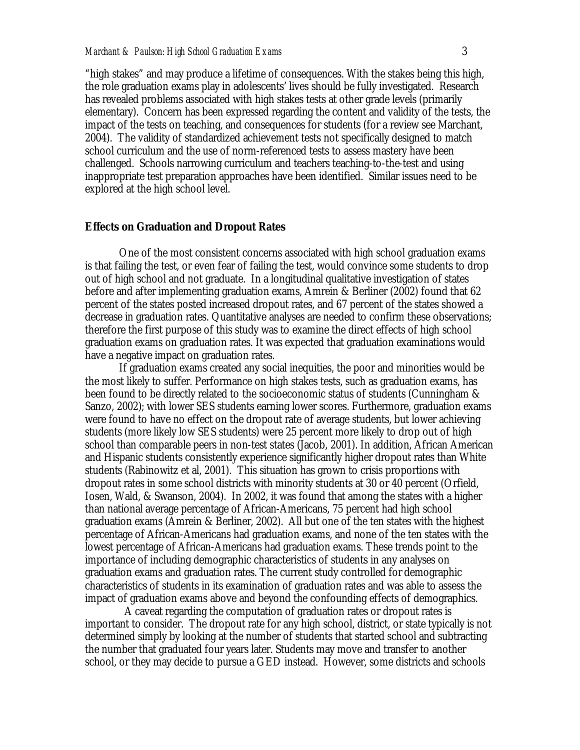"high stakes" and may produce a lifetime of consequences. With the stakes being this high, the role graduation exams play in adolescents' lives should be fully investigated. Research has revealed problems associated with high stakes tests at other grade levels (primarily elementary). Concern has been expressed regarding the content and validity of the tests, the impact of the tests on teaching, and consequences for students (for a review see Marchant, 2004). The validity of standardized achievement tests not specifically designed to match school curriculum and the use of norm-referenced tests to assess mastery have been challenged. Schools narrowing curriculum and teachers teaching-to-the-test and using inappropriate test preparation approaches have been identified. Similar issues need to be explored at the high school level.

**Effects on Graduation and Dropout Rates**

One of the most consistent concerns associated with high school graduation exams is that failing the test, or even fear of failing the test, would convince some students to drop out of high school and not graduate. In a longitudinal qualitative investigation of states before and after implementing graduation exams, Amrein & Berliner (2002) found that 62 percent of the states posted increased dropout rates, and 67 percent of the states showed a decrease in graduation rates. Quantitative analyses are needed to confirm these observations; therefore the first purpose of this study was to examine the direct effects of high school graduation exams on graduation rates. It was expected that graduation examinations would have a negative impact on graduation rates.

If graduation exams created any social inequities, the poor and minorities would be the most likely to suffer. Performance on high stakes tests, such as graduation exams, has been found to be directly related to the socioeconomic status of students (Cunningham & Sanzo, 2002); with lower SES students earning lower scores. Furthermore, graduation exams were found to have no effect on the dropout rate of average students, but lower achieving students (more likely low SES students) were 25 percent more likely to drop out of high school than comparable peers in non-test states (Jacob, 2001). In addition, African American and Hispanic students consistently experience significantly higher dropout rates than White students (Rabinowitz et al, 2001). This situation has grown to crisis proportions with dropout rates in some school districts with minority students at 30 or 40 percent (Orfield, Iosen, Wald, & Swanson, 2004). In 2002, it was found that among the states with a higher than national average percentage of African-Americans, 75 percent had high school graduation exams (Amrein & Berliner, 2002). All but one of the ten states with the highest percentage of African-Americans had graduation exams, and none of the ten states with the lowest percentage of African-Americans had graduation exams. These trends point to the importance of including demographic characteristics of students in any analyses on graduation exams and graduation rates. The current study controlled for demographic characteristics of students in its examination of graduation rates and was able to assess the impact of graduation exams above and beyond the confounding effects of demographics.

A caveat regarding the computation of graduation rates or dropout rates is important to consider. The dropout rate for any high school, district, or state typically is not determined simply by looking at the number of students that started school and subtracting the number that graduated four years later. Students may move and transfer to another school, or they may decide to pursue a GED instead. However, some districts and schools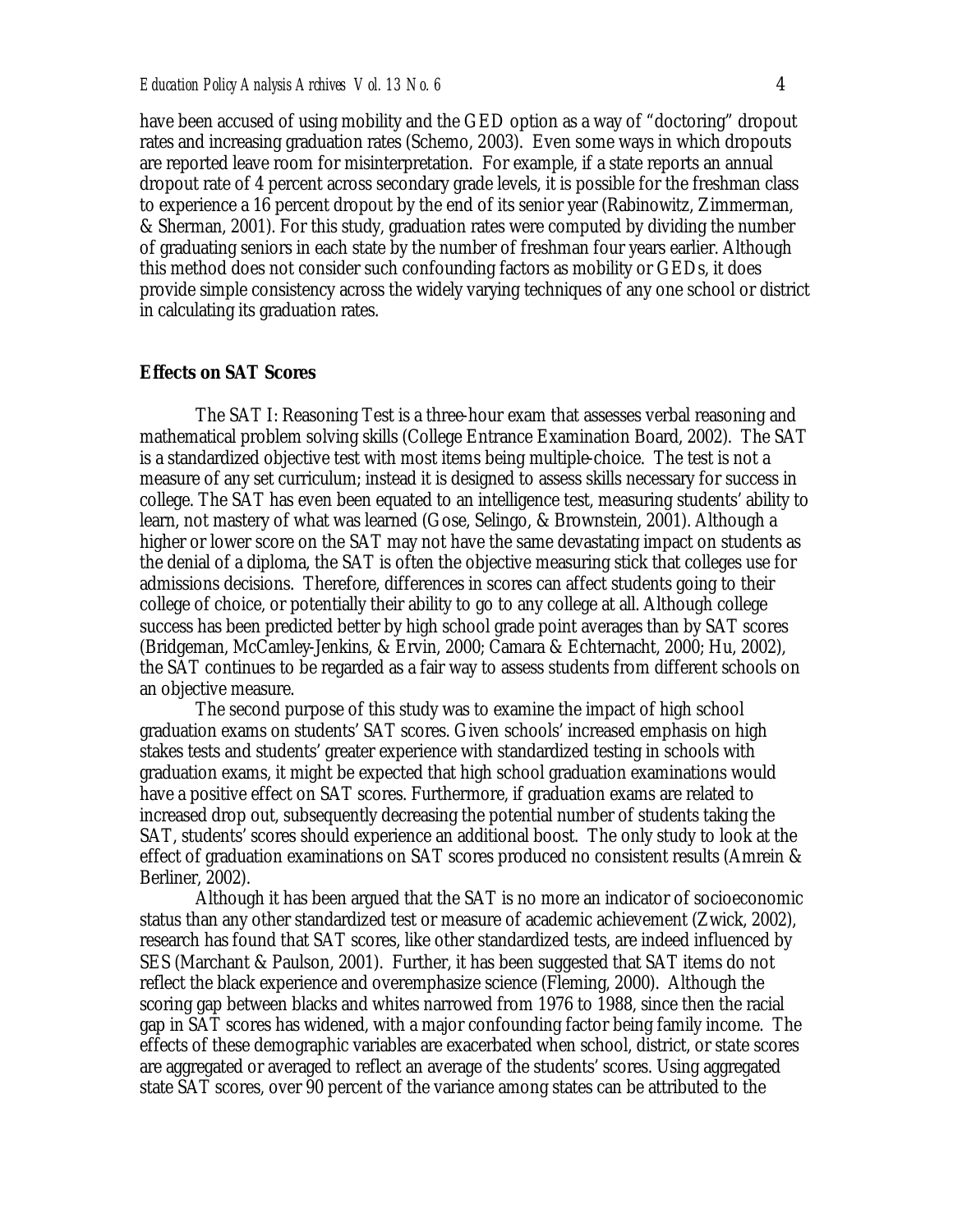have been accused of using mobility and the GED option as a way of "doctoring" dropout rates and increasing graduation rates (Schemo, 2003). Even some ways in which dropouts are reported leave room for misinterpretation. For example, if a state reports an annual dropout rate of 4 percent across secondary grade levels, it is possible for the freshman class to experience a 16 percent dropout by the end of its senior year (Rabinowitz, Zimmerman, & Sherman, 2001). For this study, graduation rates were computed by dividing the number of graduating seniors in each state by the number of freshman four years earlier. Although this method does not consider such confounding factors as mobility or GEDs, it does provide simple consistency across the widely varying techniques of any one school or district in calculating its graduation rates.

### Effects on SAT Scores

The SAT I: Reasoning Test is a three-hour exam that assesses verbal reasoning and mathematical problem solving skills (College Entrance Examination Board, 2002). The SAT is a standardized objective test with most items being multiple-choice. The test is not a measure of any set curriculum; instead it is designed to assess skills necessary for success in college. The SAT has even been equated to an intelligence test, measuring students' ability to learn, not mastery of what was learned (Gose, Selingo, & Brownstein, 2001). Although a higher or lower score on the SAT may not have the same devastating impact on students as the denial of a diploma, the SAT is often the objective measuring stick that colleges use for admissions decisions. Therefore, differences in scores can affect students going to their college of choice, or potentially their ability to go to any college at all. Although college success has been predicted better by high school grade point averages than by SAT scores (Bridgeman, McCamley-Jenkins, & Ervin, 2000; Camara & Echternacht, 2000; Hu, 2002), the SAT continues to be regarded as a fair way to assess students from different schools on an objective measure.

The second purpose of this study was to examine the impact of high school graduation exams on students' SAT scores. Given schools' increased emphasis on high stakes tests and students' greater experience with standardized testing in schools with graduation exams, it might be expected that high school graduation examinations would have a positive effect on SAT scores. Furthermore, if graduation exams are related to increased drop out, subsequently decreasing the potential number of students taking the SAT, students' scores should experience an additional boost. The only study to look at the effect of graduation examinations on SAT scores produced no consistent results (Amrein & Berliner, 2002).

Although it has been argued that the SAT is no more an indicator of socioeconomic status than any other standardized test or measure of academic achievement (Zwick, 2002), research has found that SAT scores, like other standardized tests, are indeed influenced by SES (Marchant & Paulson, 2001). Further, it has been suggested that SAT items do not reflect the black experience and overemphasize science (Fleming, 2000). Although the scoring gap between blacks and whites narrowed from 1976 to 1988, since then the racial gap in SAT scores has widened, with a major confounding factor being family income. The effects of these demographic variables are exacerbated when school, district, or state scores are aggregated or averaged to reflect an average of the students' scores. Using aggregated state SAT scores, over 90 percent of the variance among states can be attributed to the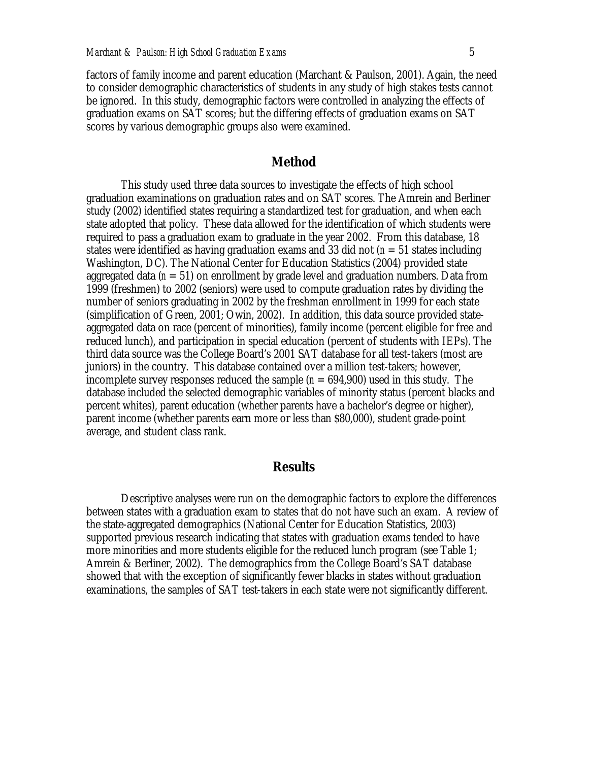factors of family income and parent education (Marchant & Paulson, 2001). Again, the need to consider demographic characteristics of students in any study of high stakes tests cannot be ignored. In this study, demographic factors were controlled in analyzing the effects of graduation exams on SAT scores; but the differing effects of graduation exams on SAT scores by various demographic groups also were examined.

## Method

This study used three data sources to investigate the effects of high school graduation examinations on graduation rates and on SAT scores. The Amrein and Berliner study (2002) identified states requiring a standardized test for graduation, and when each state adopted that policy. These data allowed for the identification of which students were required to pass a graduation exam to graduate in the year 2002. From this database, 18 states were identified as having graduation exams and 33 did not ($n$ = 51 states including Washington, DC). The National Center for Education Statistics (2004) provided state aggregated data ($n$ = 51) on enrollment by grade level and graduation numbers. Data from 1999 (freshmen) to 2002 (seniors) were used to compute graduation rates by dividing the number of seniors graduating in 2002 by the freshman enrollment in 1999 for each state (simplification of Green, 2001; Owin, 2002). In addition, this data source provided state-aggregated data on race (percent of minorities), family income (percent eligible for free and reduced lunch), and participation in special education (percent of students with IEPs). The third data source was the College Board's 2001 SAT database for all test-takers (most are juniors) in the country. This database contained over a million test-takers; however, incomplete survey responses reduced the sample ($n$ = 694,900) used in this study. The database included the selected demographic variables of minority status (percent blacks and percent whites), parent education (whether parents have a bachelor's degree or higher), parent income (whether parents earn more or less than $80,000), student grade-point average, and student class rank.

## Results

Descriptive analyses were run on the demographic factors to explore the differences between states with a graduation exam to states that do not have such an exam. A review of the state-aggregated demographics (National Center for Education Statistics, 2003) supported previous research indicating that states with graduation exams tended to have more minorities and more students eligible for the reduced lunch program (see Table 1; Amrein & Berliner, 2002). The demographics from the College Board's SAT database showed that with the exception of significantly fewer blacks in states without graduation examinations, the samples of SAT test-takers in each state were not significantly different.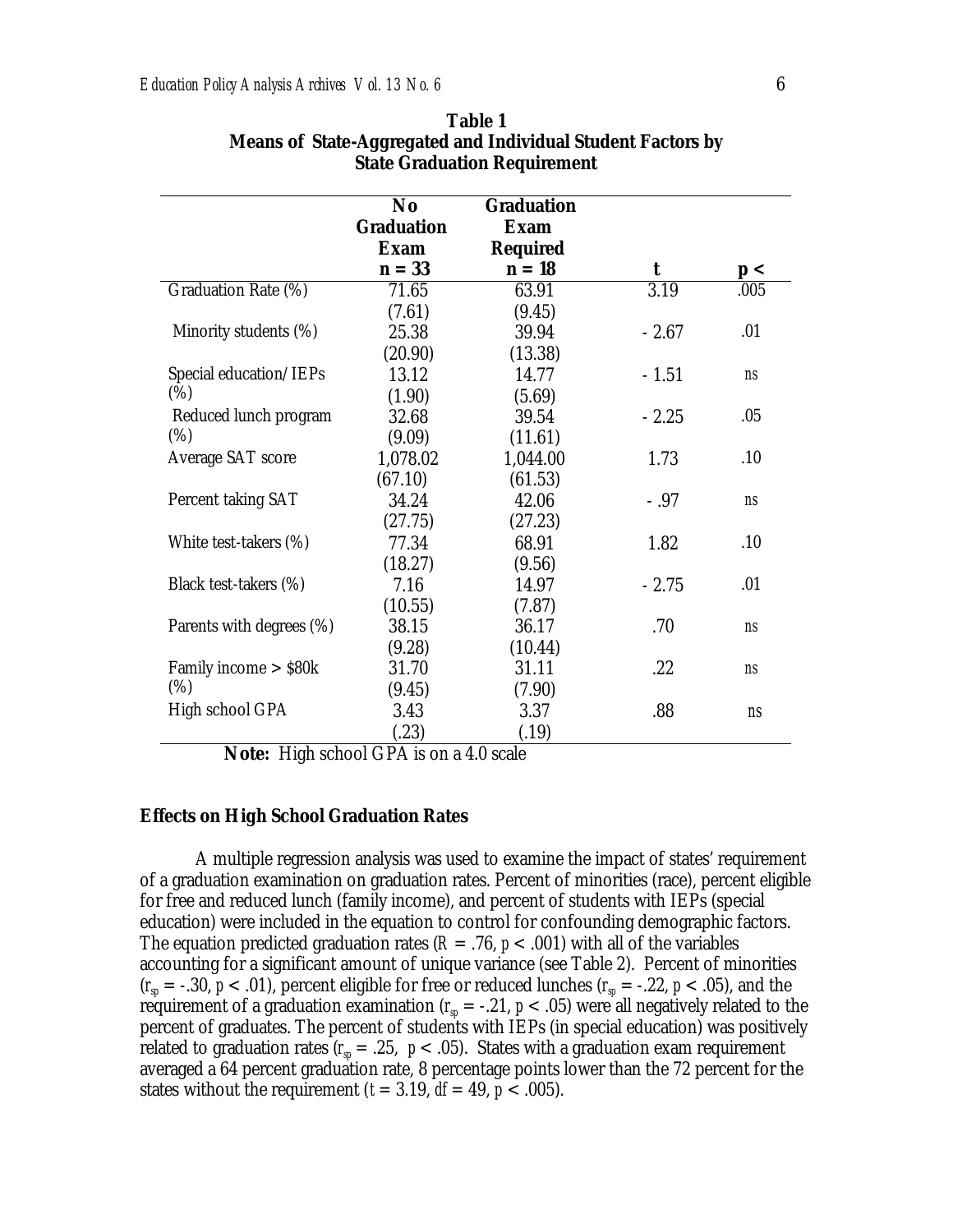**Table 1**
**Means of State-Aggregated and Individual Student Factors by State Graduation Requirement**

| | No Graduation Exam $n = 33$ | Graduation Exam Required $n = 18$ | $t$ | $p <$ |
|---|---|---|---|---|
| Graduation Rate (%) | 71.65 (7.61) | 63.91 (9.45) | 3.19 | .005 |
| Minority students (%) | 25.38 (20.90) | 39.94 (13.38) | - 2.67 | .01 |
| Special education/IEPs (%) | 13.12 (1.90) | 14.77 (5.69) | - 1.51 | ns |
| Reduced lunch program (%) | 32.68 (9.09) | 39.54 (11.61) | - 2.25 | .05 |
| Average SAT score | 1,078.02 (67.10) | 1,044.00 (61.53) | 1.73 | .10 |
| Percent taking SAT | 34.24 (27.75) | 42.06 (27.23) | - .97 | ns |
| White test-takers (%) | 77.34 (18.27) | 68.91 (9.56) | 1.82 | .10 |
| Black test-takers (%) | 7.16 (10.55) | 14.97 (7.87) | - 2.75 | .01 |
| Parents with degrees (%) | 38.15 (9.28) | 36.17 (10.44) | .70 | ns |
| Family income > $80k (%) | 31.70 (9.45) | 31.11 (7.90) | .22 | ns |
| High school GPA | 3.43 (.23) | 3.37 (.19) | .88 | ns |

**Note:** High school GPA is on a 4.0 scale

### Effects on High School Graduation Rates

A multiple regression analysis was used to examine the impact of states' requirement of a graduation examination on graduation rates. Percent of minorities (race), percent eligible for free and reduced lunch (family income), and percent of students with IEPs (special education) were included in the equation to control for confounding demographic factors. The equation predicted graduation rates ($R = .76$, $p < .001$) with all of the variables accounting for a significant amount of unique variance (see Table 2). Percent of minorities ($r_{sp} = -.30$, $p < .01$), percent eligible for free or reduced lunches ($r_{sp} = -.22$, $p < .05$), and the requirement of a graduation examination ($r_{sp} = -.21$, $p < .05$) were all negatively related to the percent of graduates. The percent of students with IEPs (in special education) was positively related to graduation rates ($r_{sp} = .25$, $p < .05$). States with a graduation exam requirement averaged a 64 percent graduation rate, 8 percentage points lower than the 72 percent for the states without the requirement ($t = 3.19$, $df = 49$, $p < .005$).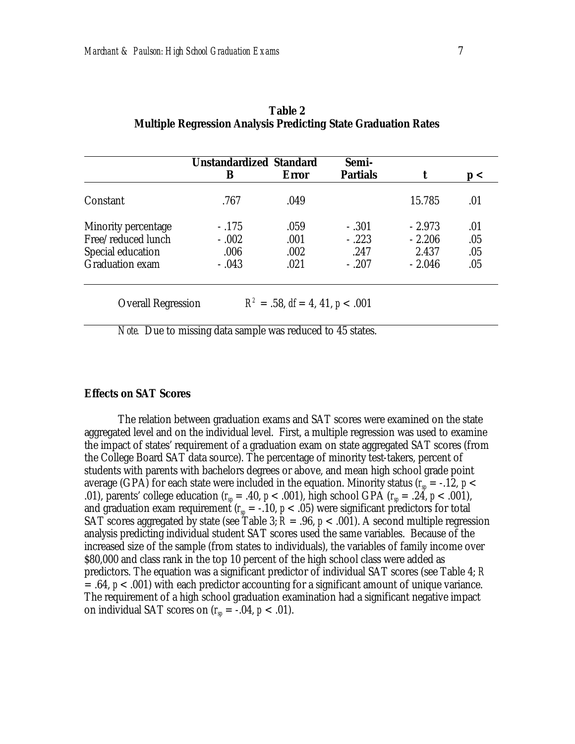**Table 2**
**Multiple Regression Analysis Predicting State Graduation Rates**

| | Unstandardized B | Standard Error | Semi-Partials | t | p < |
|---|---|---|---|---|---|
| Constant | .767 | .049 | | 15.785 | .01 |
| Minority percentage | -.175 | .059 | -.301 | -2.973 | .01 |
| Free/reduced lunch | -.002 | .001 | -.223 | -2.206 | .05 |
| Special education | .006 | .002 | .247 | 2.437 | .05 |
| Graduation exam | -.043 | .021 | -.207 | -2.046 | .05 |
| Overall Regression | $R^2 = .58$, $df = 4, 41$, $p < .001$ | | | | |

*Note.* Due to missing data sample was reduced to 45 states.

### Effects on SAT Scores

The relation between graduation exams and SAT scores were examined on the state aggregated level and on the individual level. First, a multiple regression was used to examine the impact of states' requirement of a graduation exam on state aggregated SAT scores (from the College Board SAT data source). The percentage of minority test-takers, percent of students with parents with bachelors degrees or above, and mean high school grade point average (GPA) for each state were included in the equation. Minority status ($r_{sp} = -.12$, $p < .01$), parents' college education ($r_{sp} = .40$, $p < .001$), high school GPA ($r_{sp} = .24$, $p < .001$), and graduation exam requirement ($r_{sp} = -.10$, $p < .05$) were significant predictors for total SAT scores aggregated by state (see Table 3; $R = .96$, $p < .001$). A second multiple regression analysis predicting individual student SAT scores used the same variables. Because of the increased size of the sample (from states to individuals), the variables of family income over $80,000 and class rank in the top 10 percent of the high school class were added as predictors. The equation was a significant predictor of individual SAT scores (see Table 4; $R = .64$, $p < .001$) with each predictor accounting for a significant amount of unique variance. The requirement of a high school graduation examination had a significant negative impact on individual SAT scores on ($r_{sp} = -.04$, $p < .01$).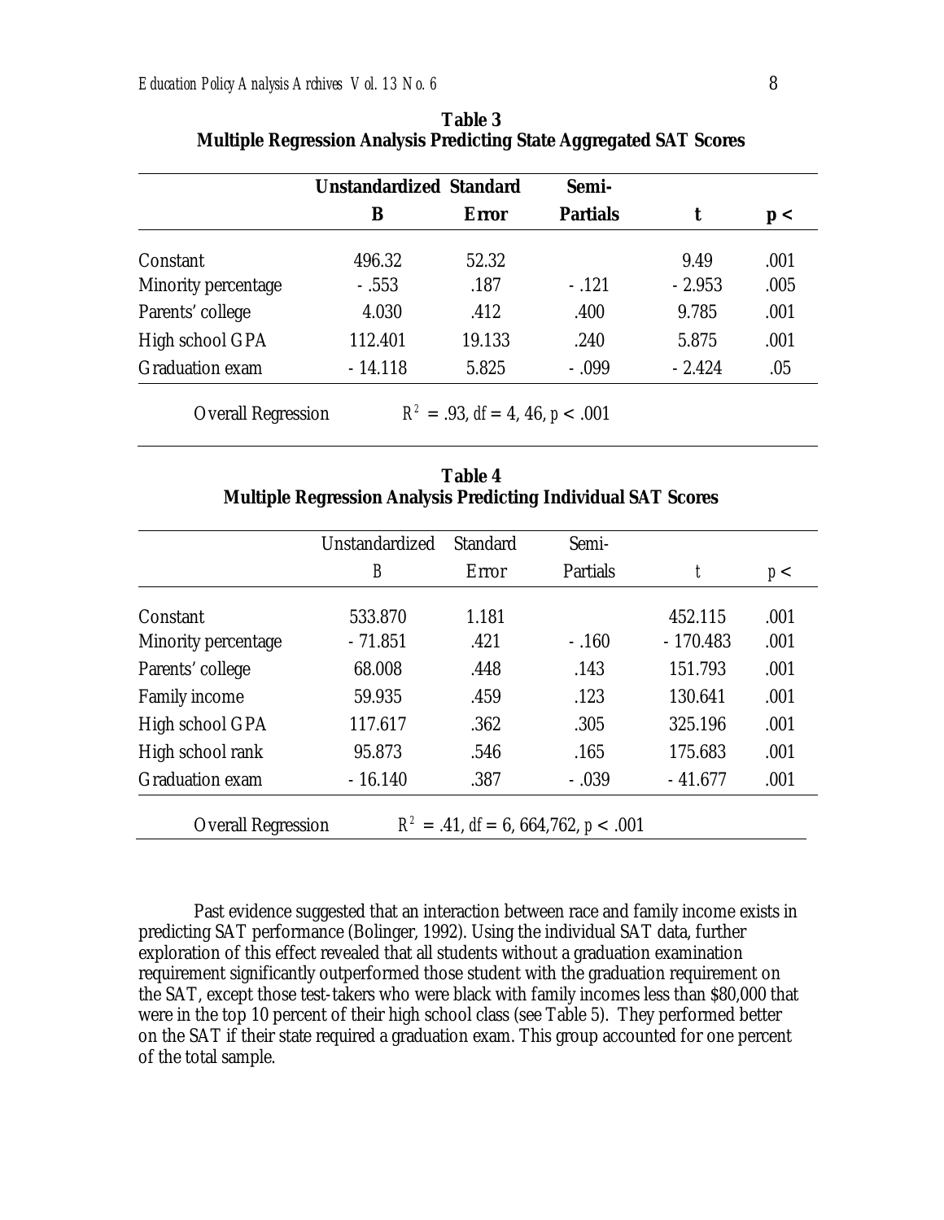**Table 3**
**Multiple Regression Analysis Predicting State Aggregated SAT Scores**

| | Unstandardized B | Standard Error | Semi-Partials | t | p < |
|---|---|---|---|---|---|
| Constant | 496.32 | 52.32 | | 9.49 | .001 |
| Minority percentage | -.553 | .187 | -.121 | -2.953 | .005 |
| Parents' college | 4.030 | .412 | .400 | 9.785 | .001 |
| High school GPA | 112.401 | 19.133 | .240 | 5.875 | .001 |
| Graduation exam | -14.118 | 5.825 | -.099 | -2.424 | .05 |
| Overall Regression | $R^2 = .93$, $df = 4, 46$, $p < .001$ | | | | |

**Table 4**
**Multiple Regression Analysis Predicting Individual SAT Scores**

| | Unstandardized B | Standard Error | Semi-Partials | t | p < |
|---|---|---|---|---|---|
| Constant | 533.870 | 1.181 | | 452.115 | .001 |
| Minority percentage | -71.851 | .421 | -.160 | -170.483 | .001 |
| Parents' college | 68.008 | .448 | .143 | 151.793 | .001 |
| Family income | 59.935 | .459 | .123 | 130.641 | .001 |
| High school GPA | 117.617 | .362 | .305 | 325.196 | .001 |
| High school rank | 95.873 | .546 | .165 | 175.683 | .001 |
| Graduation exam | -16.140 | .387 | -.039 | -41.677 | .001 |
| Overall Regression | $R^2 = .41$, $df = 6, 664{,}762$, $p < .001$ | | | | |

Past evidence suggested that an interaction between race and family income exists in predicting SAT performance (Bolinger, 1992). Using the individual SAT data, further exploration of this effect revealed that all students without a graduation examination requirement significantly outperformed those student with the graduation requirement on the SAT, except those test-takers who were black with family incomes less than $80,000 that were in the top 10 percent of their high school class (see Table 5). They performed better on the SAT if their state required a graduation exam. This group accounted for one percent of the total sample.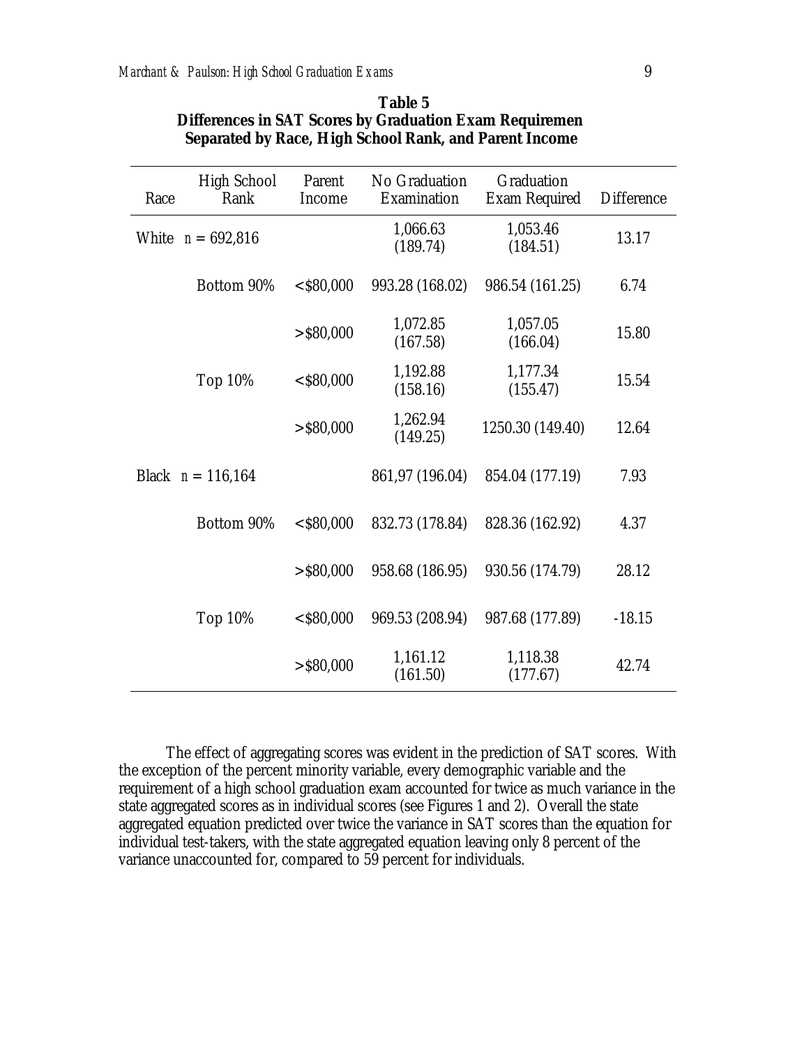**Table 5**
**Differences in SAT Scores by Graduation Exam Requiremen Separated by Race, High School Rank, and Parent Income**

| Race | High School Rank | Parent Income | No Graduation Examination | Graduation Exam Required | Difference |
|---|---|---|---|---|---|
| White | *n* = 692,816 | | 1,066.63 (189.74) | 1,053.46 (184.51) | 13.17 |
| | Bottom 90% | <$80,000 | 993.28 (168.02) | 986.54 (161.25) | 6.74 |
| | | >$80,000 | 1,072.85 (167.58) | 1,057.05 (166.04) | 15.80 |
| | Top 10% | <$80,000 | 1,192.88 (158.16) | 1,177.34 (155.47) | 15.54 |
| | | >$80,000 | 1,262.94 (149.25) | 1250.30 (149.40) | 12.64 |
| Black | *n* = 116,164 | | 861,97 (196.04) | 854.04 (177.19) | 7.93 |
| | Bottom 90% | <$80,000 | 832.73 (178.84) | 828.36 (162.92) | 4.37 |
| | | >$80,000 | 958.68 (186.95) | 930.56 (174.79) | 28.12 |
| | Top 10% | <$80,000 | 969.53 (208.94) | 987.68 (177.89) | -18.15 |
| | | >$80,000 | 1,161.12 (161.50) | 1,118.38 (177.67) | 42.74 |

The effect of aggregating scores was evident in the prediction of SAT scores. With the exception of the percent minority variable, every demographic variable and the requirement of a high school graduation exam accounted for twice as much variance in the state aggregated scores as in individual scores (see Figures 1 and 2). Overall the state aggregated equation predicted over twice the variance in SAT scores than the equation for individual test-takers, with the state aggregated equation leaving only 8 percent of the variance unaccounted for, compared to 59 percent for individuals.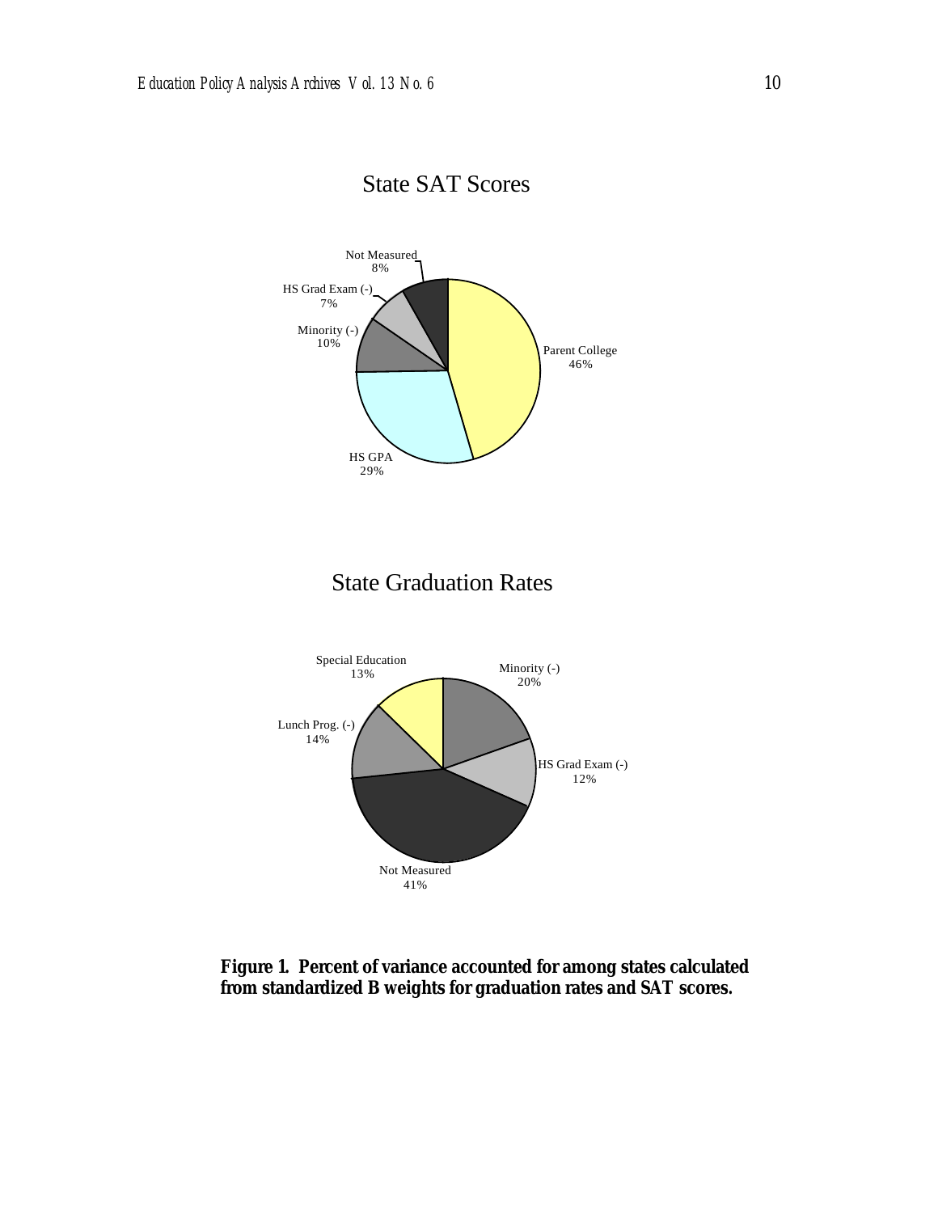State SAT Scores

Not Measured 8%

HS Grad Exam (-) 7%

Minority (-) 10%

Parent College 46%

HS GPA 29%

State Graduation Rates

Special Education 13%

Minority (-) 20%

Lunch Prog. (-) 14%

HS Grad Exam (-) 12%

Not Measured 41%

**Figure 1. Percent of variance accounted for among states calculated from standardized B weights for graduation rates and SAT scores.**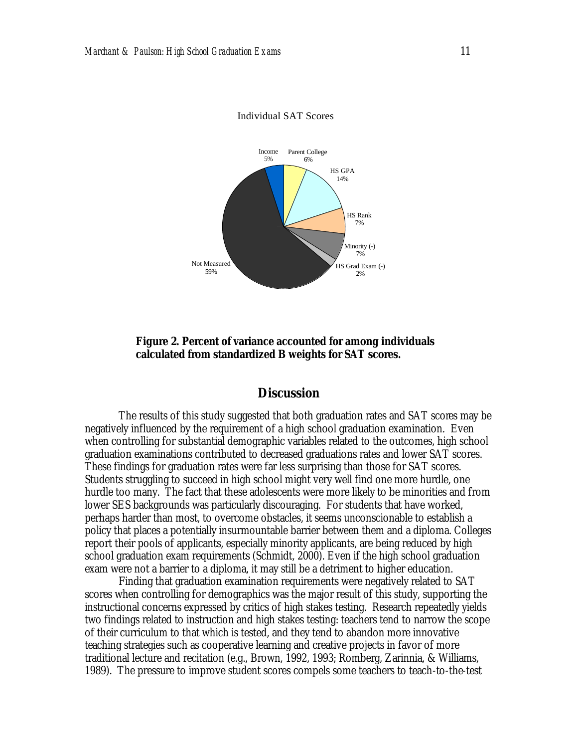Individual SAT Scores

Income 5%, Parent College 6%, HS GPA 14%, HS Rank 7%, Minority (-) 7%, HS Grad Exam (-) 2%, Not Measured 59%

**Figure 2. Percent of variance accounted for among individuals calculated from standardized B weights for SAT scores.**

## Discussion

The results of this study suggested that both graduation rates and SAT scores may be negatively influenced by the requirement of a high school graduation examination. Even when controlling for substantial demographic variables related to the outcomes, high school graduation examinations contributed to decreased graduations rates and lower SAT scores. These findings for graduation rates were far less surprising than those for SAT scores. Students struggling to succeed in high school might very well find one more hurdle, one hurdle too many. The fact that these adolescents were more likely to be minorities and from lower SES backgrounds was particularly discouraging. For students that have worked, perhaps harder than most, to overcome obstacles, it seems unconscionable to establish a policy that places a potentially insurmountable barrier between them and a diploma. Colleges report their pools of applicants, especially minority applicants, are being reduced by high school graduation exam requirements (Schmidt, 2000). Even if the high school graduation exam were not a barrier to a diploma, it may still be a detriment to higher education.

Finding that graduation examination requirements were negatively related to SAT scores when controlling for demographics was the major result of this study, supporting the instructional concerns expressed by critics of high stakes testing. Research repeatedly yields two findings related to instruction and high stakes testing: teachers tend to narrow the scope of their curriculum to that which is tested, and they tend to abandon more innovative teaching strategies such as cooperative learning and creative projects in favor of more traditional lecture and recitation (e.g., Brown, 1992, 1993; Romberg, Zarinnia, & Williams, 1989). The pressure to improve student scores compels some teachers to teach-to-the-test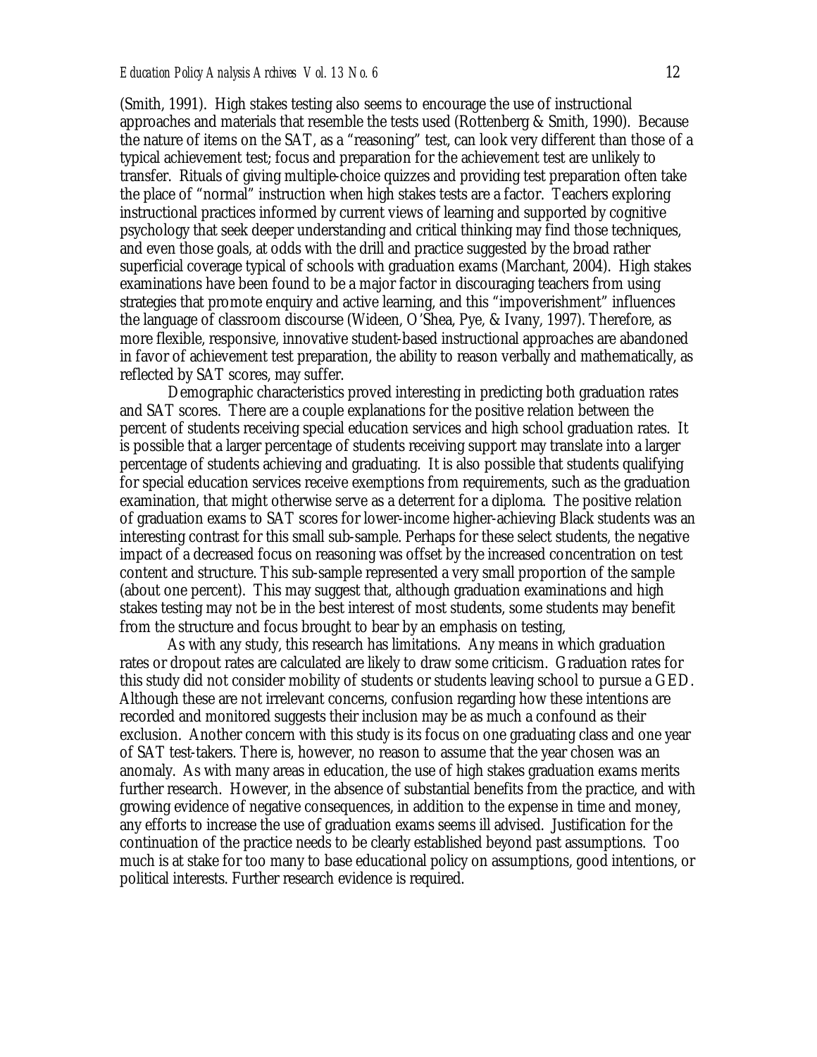(Smith, 1991). High stakes testing also seems to encourage the use of instructional approaches and materials that resemble the tests used (Rottenberg & Smith, 1990). Because the nature of items on the SAT, as a "reasoning" test, can look very different than those of a typical achievement test; focus and preparation for the achievement test are unlikely to transfer. Rituals of giving multiple-choice quizzes and providing test preparation often take the place of "normal" instruction when high stakes tests are a factor. Teachers exploring instructional practices informed by current views of learning and supported by cognitive psychology that seek deeper understanding and critical thinking may find those techniques, and even those goals, at odds with the drill and practice suggested by the broad rather superficial coverage typical of schools with graduation exams (Marchant, 2004). High stakes examinations have been found to be a major factor in discouraging teachers from using strategies that promote enquiry and active learning, and this "impoverishment" influences the language of classroom discourse (Wideen, O'Shea, Pye, & Ivany, 1997). Therefore, as more flexible, responsive, innovative student-based instructional approaches are abandoned in favor of achievement test preparation, the ability to reason verbally and mathematically, as reflected by SAT scores, may suffer.

Demographic characteristics proved interesting in predicting both graduation rates and SAT scores. There are a couple explanations for the positive relation between the percent of students receiving special education services and high school graduation rates. It is possible that a larger percentage of students receiving support may translate into a larger percentage of students achieving and graduating. It is also possible that students qualifying for special education services receive exemptions from requirements, such as the graduation examination, that might otherwise serve as a deterrent for a diploma. The positive relation of graduation exams to SAT scores for lower-income higher-achieving Black students was an interesting contrast for this small sub-sample. Perhaps for these select students, the negative impact of a decreased focus on reasoning was offset by the increased concentration on test content and structure. This sub-sample represented a very small proportion of the sample (about one percent). This may suggest that, although graduation examinations and high stakes testing may not be in the best interest of most students, some students may benefit from the structure and focus brought to bear by an emphasis on testing,

As with any study, this research has limitations. Any means in which graduation rates or dropout rates are calculated are likely to draw some criticism. Graduation rates for this study did not consider mobility of students or students leaving school to pursue a GED. Although these are not irrelevant concerns, confusion regarding how these intentions are recorded and monitored suggests their inclusion may be as much a confound as their exclusion. Another concern with this study is its focus on one graduating class and one year of SAT test-takers. There is, however, no reason to assume that the year chosen was an anomaly. As with many areas in education, the use of high stakes graduation exams merits further research. However, in the absence of substantial benefits from the practice, and with growing evidence of negative consequences, in addition to the expense in time and money, any efforts to increase the use of graduation exams seems ill advised. Justification for the continuation of the practice needs to be clearly established beyond past assumptions. Too much is at stake for too many to base educational policy on assumptions, good intentions, or political interests. Further research evidence is required.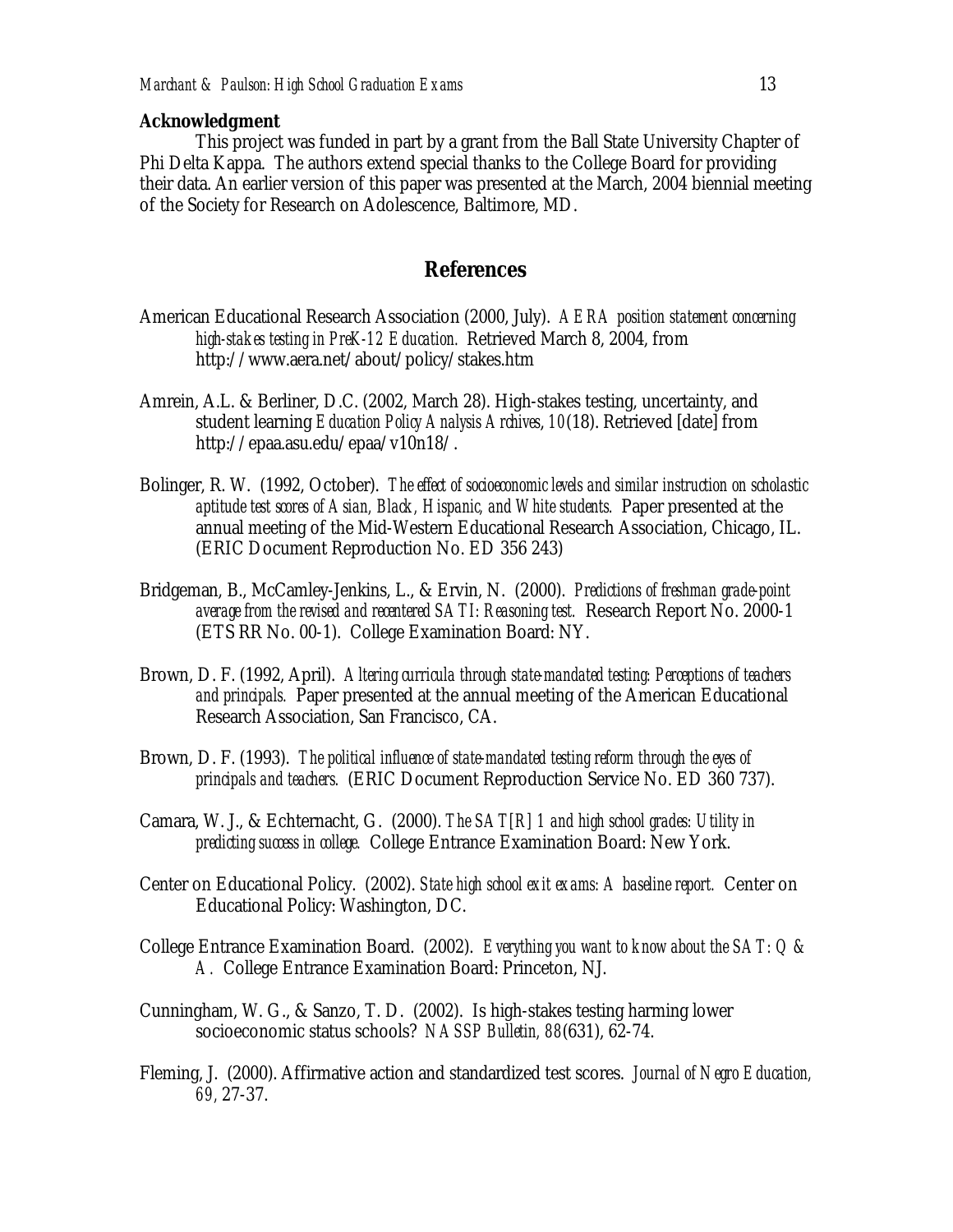**Acknowledgment**

This project was funded in part by a grant from the Ball State University Chapter of Phi Delta Kappa. The authors extend special thanks to the College Board for providing their data. An earlier version of this paper was presented at the March, 2004 biennial meeting of the Society for Research on Adolescence, Baltimore, MD.

## References

American Educational Research Association (2000, July). *AERA position statement concerning high-stakes testing in PreK-12 Education.* Retrieved March 8, 2004, from http://www.aera.net/about/policy/stakes.htm

Amrein, A.L. & Berliner, D.C. (2002, March 28). High-stakes testing, uncertainty, and student learning *Education Policy Analysis Archives*, *10*(18). Retrieved [date] from http://epaa.asu.edu/epaa/v10n18/.

Bolinger, R. W. (1992, October). *The effect of socioeconomic levels and similar instruction on scholastic aptitude test scores of Asian, Black, Hispanic, and White students.* Paper presented at the annual meeting of the Mid-Western Educational Research Association, Chicago, IL. (ERIC Document Reproduction No. ED 356 243)

Bridgeman, B., McCamley-Jenkins, L., & Ervin, N. (2000). *Predictions of freshman grade-point average from the revised and recentered SAT I: Reasoning test.* Research Report No. 2000-1 (ETS RR No. 00-1). College Examination Board: NY.

Brown, D. F. (1992, April). *Altering curricula through state-mandated testing: Perceptions of teachers and principals.* Paper presented at the annual meeting of the American Educational Research Association, San Francisco, CA.

Brown, D. F. (1993). *The political influence of state-mandated testing reform through the eyes of principals and teachers.* (ERIC Document Reproduction Service No. ED 360 737).

Camara, W. J., & Echternacht, G. (2000). *The SAT[R] 1 and high school grades: Utility in predicting success in college.* College Entrance Examination Board: New York.

Center on Educational Policy. (2002). *State high school exit exams: A baseline report.* Center on Educational Policy: Washington, DC.

College Entrance Examination Board. (2002). *Everything you want to know about the SAT: Q & A.* College Entrance Examination Board: Princeton, NJ.

Cunningham, W. G., & Sanzo, T. D. (2002). Is high-stakes testing harming lower socioeconomic status schools? *NASSP Bulletin, 88*(631), 62-74.

Fleming, J. (2000). Affirmative action and standardized test scores. *Journal of Negro Education, 69,* 27-37.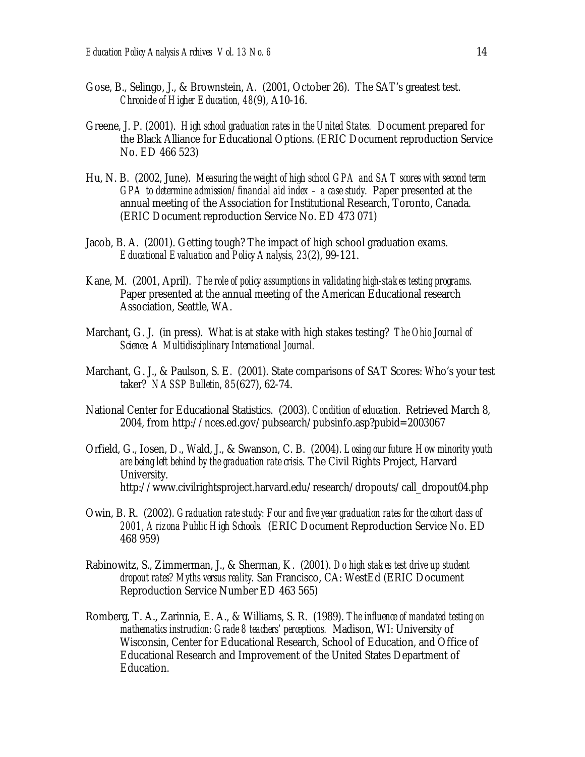Gose, B., Selingo, J., & Brownstein, A. (2001, October 26). The SAT's greatest test. *Chronicle of Higher Education, 48*(9), A10-16.

Greene, J. P. (2001). *High school graduation rates in the United States.* Document prepared for the Black Alliance for Educational Options. (ERIC Document reproduction Service No. ED 466 523)

Hu, N. B. (2002, June). *Measuring the weight of high school GPA and SAT scores with second term GPA to determine admission/financial aid index – a case study.* Paper presented at the annual meeting of the Association for Institutional Research, Toronto, Canada. (ERIC Document reproduction Service No. ED 473 071)

Jacob, B. A. (2001). Getting tough? The impact of high school graduation exams. *Educational Evaluation and Policy Analysis, 23*(2), 99-121.

Kane, M. (2001, April). *The role of policy assumptions in validating high-stakes testing programs.* Paper presented at the annual meeting of the American Educational research Association, Seattle, WA.

Marchant, G. J. (in press). What is at stake with high stakes testing? *The Ohio Journal of Science: A Multidisciplinary International Journal.*

Marchant, G. J., & Paulson, S. E. (2001). State comparisons of SAT Scores: Who's your test taker? *NASSP Bulletin, 85*(627), 62-74.

National Center for Educational Statistics. (2003). *Condition of education*. Retrieved March 8, 2004, from http://nces.ed.gov/pubsearch/pubsinfo.asp?pubid=2003067

Orfield, G., Iosen, D., Wald, J., & Swanson, C. B. (2004). *Losing our future: How minority youth are being left behind by the graduation rate crisis.* The Civil Rights Project, Harvard University. http://www.civilrightsproject.harvard.edu/research/dropouts/call_dropout04.php

Owin, B. R. (2002). *Graduation rate study: Four and five year graduation rates for the cohort class of 2001, Arizona Public High Schools.* (ERIC Document Reproduction Service No. ED 468 959)

Rabinowitz, S., Zimmerman, J., & Sherman, K. (2001). *Do high stakes test drive up student dropout rates? Myths versus reality.* San Francisco, CA: WestEd (ERIC Document Reproduction Service Number ED 463 565)

Romberg, T. A., Zarinnia, E. A., & Williams, S. R. (1989). *The influence of mandated testing on mathematics instruction: Grade 8 teachers' perceptions.* Madison, WI: University of Wisconsin, Center for Educational Research, School of Education, and Office of Educational Research and Improvement of the United States Department of Education.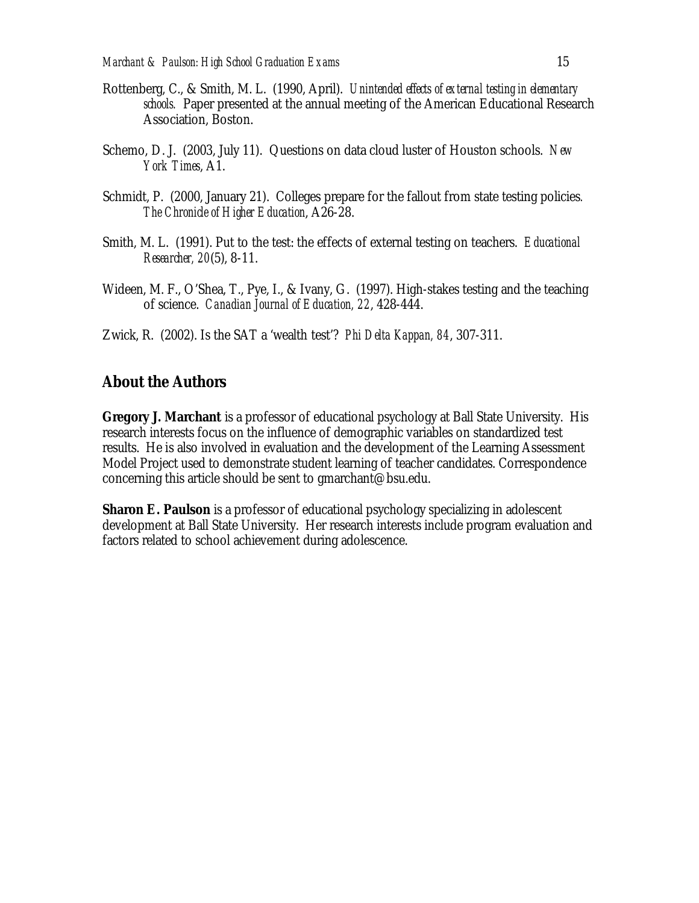Rottenberg, C., & Smith, M. L. (1990, April). *Unintended effects of external testing in elementary schools.* Paper presented at the annual meeting of the American Educational Research Association, Boston.

Schemo, D. J. (2003, July 11). Questions on data cloud luster of Houston schools. *New York Times*, A1.

Schmidt, P. (2000, January 21). Colleges prepare for the fallout from state testing policies. *The Chronicle of Higher Education*, A26-28.

Smith, M. L. (1991). Put to the test: the effects of external testing on teachers. *Educational Researcher, 20*(5), 8-11.

Wideen, M. F., O'Shea, T., Pye, I., & Ivany, G. (1997). High-stakes testing and the teaching of science. *Canadian Journal of Education, 22*, 428-444.

Zwick, R. (2002). Is the SAT a 'wealth test'? *Phi Delta Kappan, 84*, 307-311.

## About the Authors

**Gregory J. Marchant** is a professor of educational psychology at Ball State University. His research interests focus on the influence of demographic variables on standardized test results. He is also involved in evaluation and the development of the Learning Assessment Model Project used to demonstrate student learning of teacher candidates. Correspondence concerning this article should be sent to gmarchant@bsu.edu.

**Sharon E. Paulson** is a professor of educational psychology specializing in adolescent development at Ball State University. Her research interests include program evaluation and factors related to school achievement during adolescence.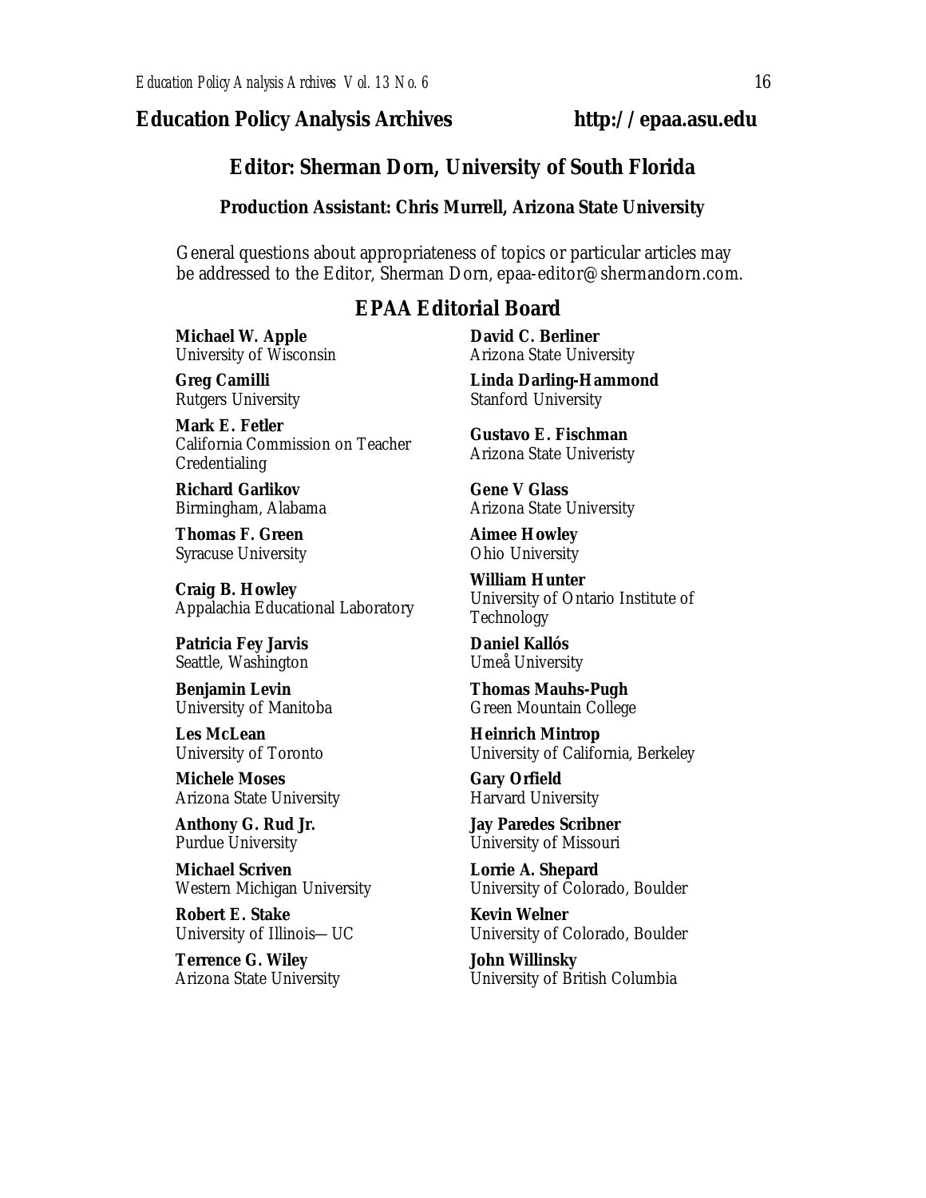**Education Policy Analysis Archives** **http://epaa.asu.edu**

## Editor: Sherman Dorn, University of South Florida

### Production Assistant: Chris Murrell, Arizona State University

General questions about appropriateness of topics or particular articles may be addressed to the Editor, Sherman Dorn, epaa-editor@shermandorn.com.

## EPAA Editorial Board

**Michael W. Apple**
University of Wisconsin

**David C. Berliner**
Arizona State University

**Greg Camilli**
Rutgers University

**Linda Darling-Hammond**
Stanford University

**Mark E. Fetler**
California Commission on Teacher Credentialing

**Gustavo E. Fischman**
Arizona State Univeristy

**Richard Garlikov**
Birmingham, Alabama

**Gene V Glass**
Arizona State University

**Thomas F. Green**
Syracuse University

**Aimee Howley**
Ohio University

**Craig B. Howley**
Appalachia Educational Laboratory

**William Hunter**
University of Ontario Institute of Technology

**Patricia Fey Jarvis**
Seattle, Washington

**Daniel Kallós**
Umeå University

**Benjamin Levin**
University of Manitoba

**Thomas Mauhs-Pugh**
Green Mountain College

**Les McLean**
University of Toronto

**Heinrich Mintrop**
University of California, Berkeley

**Michele Moses**
Arizona State University

**Gary Orfield**
Harvard University

**Anthony G. Rud Jr.**
Purdue University

**Jay Paredes Scribner**
University of Missouri

**Michael Scriven**
Western Michigan University

**Lorrie A. Shepard**
University of Colorado, Boulder

**Robert E. Stake**
University of Illinois—UC

**Kevin Welner**
University of Colorado, Boulder

**Terrence G. Wiley**
Arizona State University

**John Willinsky**
University of British Columbia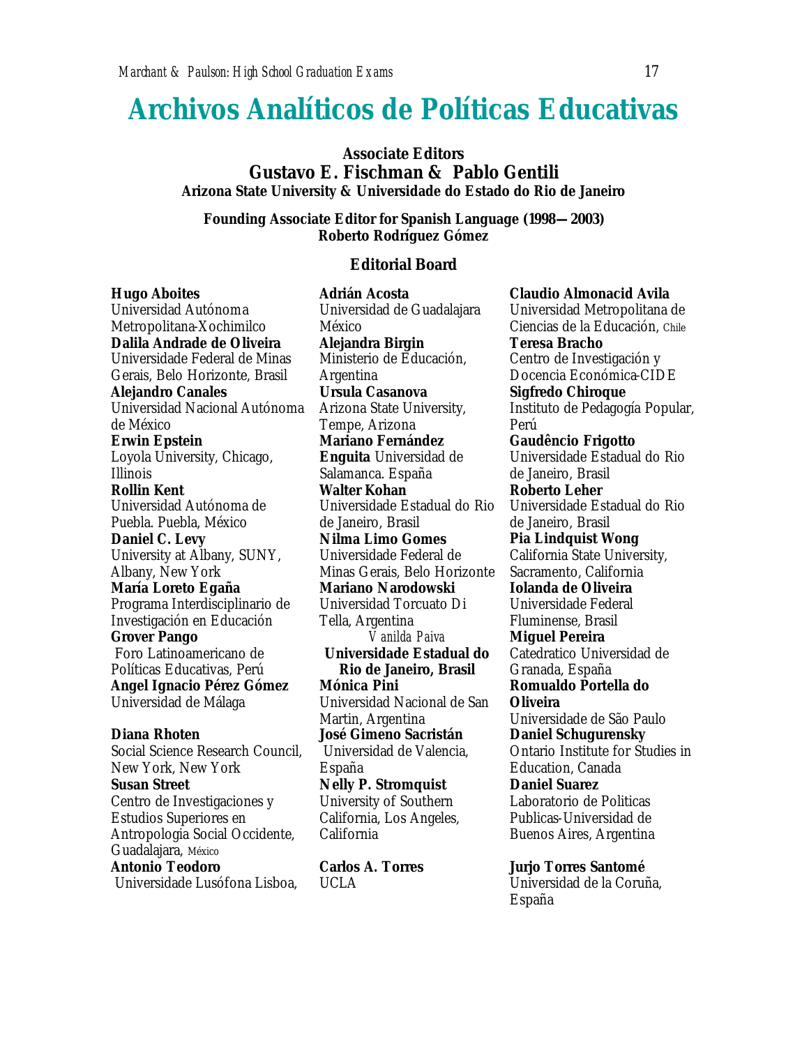# Archivos Analíticos de Políticas Educativas

**Associate Editors**

**Gustavo E. Fischman & Pablo Gentili**

**Arizona State University & Universidade do Estado do Rio de Janeiro**

**Founding Associate Editor for Spanish Language (1998—2003)**

**Roberto Rodríguez Gómez**

## Editorial Board

**Hugo Aboites**
Universidad Autónoma Metropolitana-Xochimilco

**Dalila Andrade de Oliveira**
Universidade Federal de Minas Gerais, Belo Horizonte, Brasil

**Alejandro Canales**
Universidad Nacional Autónoma de México

**Erwin Epstein**
Loyola University, Chicago, Illinois

**Rollin Kent**
Universidad Autónoma de Puebla. Puebla, México

**Daniel C. Levy**
University at Albany, SUNY, Albany, New York

**María Loreto Egaña**
Programa Interdisciplinario de Investigación en Educación

**Grover Pango**
Foro Latinoamericano de Políticas Educativas, Perú

**Angel Ignacio Pérez Gómez**
Universidad de Málaga

**Diana Rhoten**
Social Science Research Council, New York, New York

**Susan Street**
Centro de Investigaciones y Estudios Superiores en Antropologia Social Occidente, Guadalajara, México

**Antonio Teodoro**
Universidade Lusófona Lisboa,

**Adrián Acosta**
Universidad de Guadalajara México

**Alejandra Birgin**
Ministerio de Educación, Argentina

**Ursula Casanova**
Arizona State University, Tempe, Arizona

**Mariano Fernández Enguita** Universidad de Salamanca. España

**Walter Kohan**
Universidade Estadual do Rio de Janeiro, Brasil

**Nilma Limo Gomes**
Universidade Federal de Minas Gerais, Belo Horizonte

**Mariano Narodowski**
Universidad Torcuato Di Tella, Argentina

*Vanilda Paiva*
**Universidade Estadual do Rio de Janeiro, Brasil**

**Mónica Pini**
Universidad Nacional de San Martin, Argentina

**José Gimeno Sacristán**
Universidad de Valencia, España

**Nelly P. Stromquist**
University of Southern California, Los Angeles, California

**Carlos A. Torres**
UCLA

**Claudio Almonacid Avila**
Universidad Metropolitana de Ciencias de la Educación, Chile

**Teresa Bracho**
Centro de Investigación y Docencia Económica-CIDE

**Sigfredo Chiroque**
Instituto de Pedagogía Popular, Perú

**Gaudêncio Frigotto**
Universidade Estadual do Rio de Janeiro, Brasil

**Roberto Leher**
Universidade Estadual do Rio de Janeiro, Brasil

**Pia Lindquist Wong**
California State University, Sacramento, California

**Iolanda de Oliveira**
Universidade Federal Fluminense, Brasil

**Miguel Pereira**
Catedratico Universidad de Granada, España

**Romualdo Portella do Oliveira**
Universidade de São Paulo

**Daniel Schugurensky**
Ontario Institute for Studies in Education, Canada

**Daniel Suarez**
Laboratorio de Politicas Publicas-Universidad de Buenos Aires, Argentina

**Jurjo Torres Santomé**
Universidad de la Coruña, España